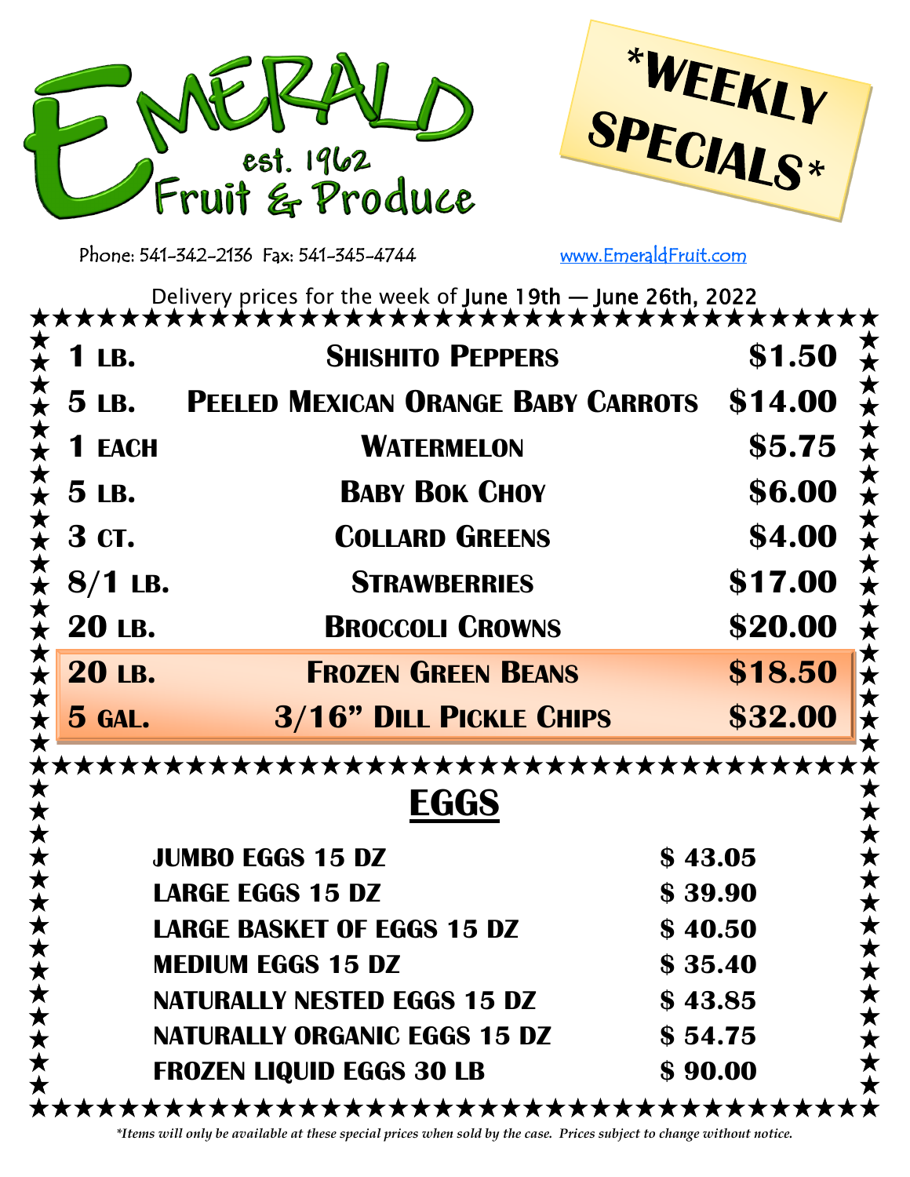# Emerald Fruit & Produce

est. 1962

## *WEEKLY SPECIALS*

Phone: 541-342-2136 Fax: 541-345-4744 www.EmeraldFruit.com

Delivery prices for the week of June 19th — June 26th, 2022

| Size | Item | Price |
|---|---|---|
| 1 lb. | Shishito Peppers | $1.50 |
| 5 lb. | Peeled Mexican Orange Baby Carrots | $14.00 |
| 1 each | Watermelon | $5.75 |
| 5 lb. | Baby Bok Choy | $6.00 |
| 3 ct. | Collard Greens | $4.00 |
| 8/1 lb. | Strawberries | $17.00 |
| 20 lb. | Broccoli Crowns | $20.00 |
| 20 lb. | Frozen Green Beans | $18.50 |
| 5 gal. | 3/16" Dill Pickle Chips | $32.00 |

## EGGS

| Item | Price |
|---|---|
| JUMBO EGGS 15 DZ | $ 43.05 |
| LARGE EGGS 15 DZ | $ 39.90 |
| LARGE BASKET OF EGGS 15 DZ | $ 40.50 |
| MEDIUM EGGS 15 DZ | $ 35.40 |
| NATURALLY NESTED EGGS 15 DZ | $ 43.85 |
| NATURALLY ORGANIC EGGS 15 DZ | $ 54.75 |
| FROZEN LIQUID EGGS 30 LB | $ 90.00 |

*\*Items will only be available at these special prices when sold by the case. Prices subject to change without notice.*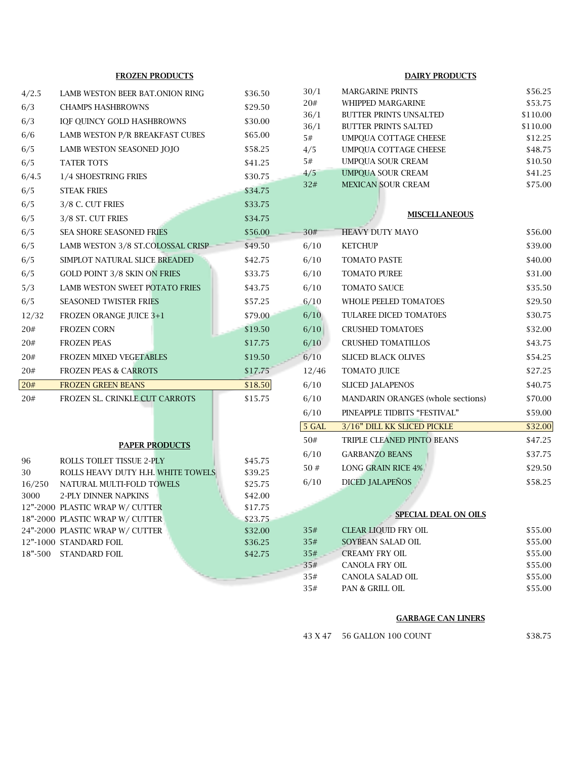## FROZEN PRODUCTS

| | | |
|---|---|---|
| 4/2.5 | LAMB WESTON BEER BAT.ONION RING | $36.50 |
| 6/3 | CHAMPS HASHBROWNS | $29.50 |
| 6/3 | IQF QUINCY GOLD HASHBROWNS | $30.00 |
| 6/6 | LAMB WESTON P/R BREAKFAST CUBES | $65.00 |
| 6/5 | LAMB WESTON SEASONED JOJO | $58.25 |
| 6/5 | TATER TOTS | $41.25 |
| 6/4.5 | 1/4 SHOESTRING FRIES | $30.75 |
| 6/5 | STEAK FRIES | $34.75 |
| 6/5 | 3/8 C. CUT FRIES | $33.75 |
| 6/5 | 3/8 ST. CUT FRIES | $34.75 |
| 6/5 | SEA SHORE SEASONED FRIES | $56.00 |
| 6/5 | LAMB WESTON 3/8 ST.COLOSSAL CRISP | $49.50 |
| 6/5 | SIMPLOT NATURAL SLICE BREADED | $42.75 |
| 6/5 | GOLD POINT 3/8 SKIN ON FRIES | $33.75 |
| 5/3 | LAMB WESTON SWEET POTATO FRIES | $43.75 |
| 6/5 | SEASONED TWISTER FRIES | $57.25 |
| 12/32 | FROZEN ORANGE JUICE 3+1 | $79.00 |
| 20# | FROZEN CORN | $19.50 |
| 20# | FROZEN PEAS | $17.75 |
| 20# | FROZEN MIXED VEGETABLES | $19.50 |
| 20# | FROZEN PEAS & CARROTS | $17.75 |
| 20# | FROZEN GREEN BEANS | $18.50 |
| 20# | FROZEN SL. CRINKLE CUT CARROTS | $15.75 |

## PAPER PRODUCTS

| | | |
|---|---|---|
| 96 | ROLLS TOILET TISSUE 2-PLY | $45.75 |
| 30 | ROLLS HEAVY DUTY H.H. WHITE TOWELS | $39.25 |
| 16/250 | NATURAL MULTI-FOLD TOWELS | $25.75 |
| 3000 | 2-PLY DINNER NAPKINS | $42.00 |
| 12"-2000 | PLASTIC WRAP W/ CUTTER | $17.75 |
| 18"-2000 | PLASTIC WRAP W/ CUTTER | $23.75 |
| 24"-2000 | PLASTIC WRAP W/ CUTTER | $32.00 |
| 12"-1000 | STANDARD FOIL | $36.25 |
| 18"-500 | STANDARD FOIL | $42.75 |

## DAIRY PRODUCTS

| | | |
|---|---|---|
| 30/1 | MARGARINE PRINTS | $56.25 |
| 20# | WHIPPED MARGARINE | $53.75 |
| 36/1 | BUTTER PRINTS UNSALTED | $110.00 |
| 36/1 | BUTTER PRINTS SALTED | $110.00 |
| 5# | UMPQUA COTTAGE CHEESE | $12.25 |
| 4/5 | UMPQUA COTTAGE CHEESE | $48.75 |
| 5# | UMPQUA SOUR CREAM | $10.50 |
| 4/5 | UMPQUA SOUR CREAM | $41.25 |
| 32# | MEXICAN SOUR CREAM | $75.00 |

## MISCELLANEOUS

| | | |
|---|---|---|
| 30# | HEAVY DUTY MAYO | $56.00 |
| 6/10 | KETCHUP | $39.00 |
| 6/10 | TOMATO PASTE | $40.00 |
| 6/10 | TOMATO PUREE | $31.00 |
| 6/10 | TOMATO SAUCE | $35.50 |
| 6/10 | WHOLE PEELED TOMATOES | $29.50 |
| 6/10 | TULAREE DICED TOMAT0ES | $30.75 |
| 6/10 | CRUSHED TOMATOES | $32.00 |
| 6/10 | CRUSHED TOMATILLOS | $43.75 |
| 6/10 | SLICED BLACK OLIVES | $54.25 |
| 12/46 | TOMATO JUICE | $27.25 |
| 6/10 | SLICED JALAPENOS | $40.75 |
| 6/10 | MANDARIN ORANGES (whole sections) | $70.00 |
| 6/10 | PINEAPPLE TIDBITS "FESTIVAL" | $59.00 |
| 5 GAL | 3/16" DILL KK SLICED PICKLE | $32.00 |
| 50# | TRIPLE CLEANED PINTO BEANS | $47.25 |
| 6/10 | GARBANZO BEANS | $37.75 |
| 50 # | LONG GRAIN RICE 4% | $29.50 |
| 6/10 | DICED JALAPEÑOS | $58.25 |

## SPECIAL DEAL ON OILS

| | | |
|---|---|---|
| 35# | CLEAR LIQUID FRY OIL | $55.00 |
| 35# | SOYBEAN SALAD OIL | $55.00 |
| 35# | CREAMY FRY OIL | $55.00 |
| 35# | CANOLA FRY OIL | $55.00 |
| 35# | CANOLA SALAD OIL | $55.00 |
| 35# | PAN & GRILL OIL | $55.00 |

## GARBAGE CAN LINERS

| | | |
|---|---|---|
| 43 X 47 | 56 GALLON 100 COUNT | $38.75 |